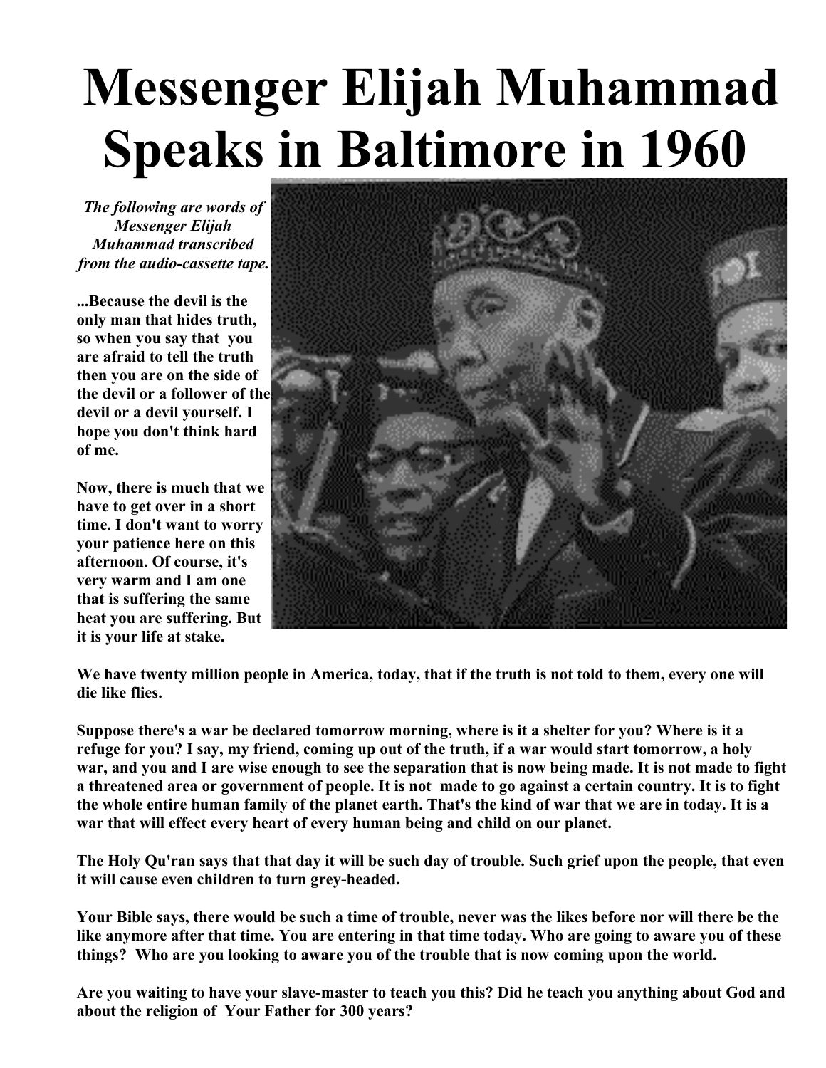# Messenger Elijah Muhammad Speaks in Baltimore in 1960

***The following are words of Messenger Elijah Muhammad transcribed from the audio-cassette tape.***

**...Because the devil is the only man that hides truth, so when you say that you are afraid to tell the truth then you are on the side of the devil or a follower of the devil or a devil yourself. I hope you don't think hard of me.**

**Now, there is much that we have to get over in a short time. I don't want to worry your patience here on this afternoon. Of course, it's very warm and I am one that is suffering the same heat you are suffering. But it is your life at stake.**

**We have twenty million people in America, today, that if the truth is not told to them, every one will die like flies.**

**Suppose there's a war be declared tomorrow morning, where is it a shelter for you? Where is it a refuge for you? I say, my friend, coming up out of the truth, if a war would start tomorrow, a holy war, and you and I are wise enough to see the separation that is now being made. It is not made to fight a threatened area or government of people. It is not made to go against a certain country. It is to fight the whole entire human family of the planet earth. That's the kind of war that we are in today. It is a war that will effect every heart of every human being and child on our planet.**

**The Holy Qu'ran says that that day it will be such day of trouble. Such grief upon the people, that even it will cause even children to turn grey-headed.**

**Your Bible says, there would be such a time of trouble, never was the likes before nor will there be the like anymore after that time. You are entering in that time today. Who are going to aware you of these things? Who are you looking to aware you of the trouble that is now coming upon the world.**

**Are you waiting to have your slave-master to teach you this? Did he teach you anything about God and about the religion of Your Father for 300 years?**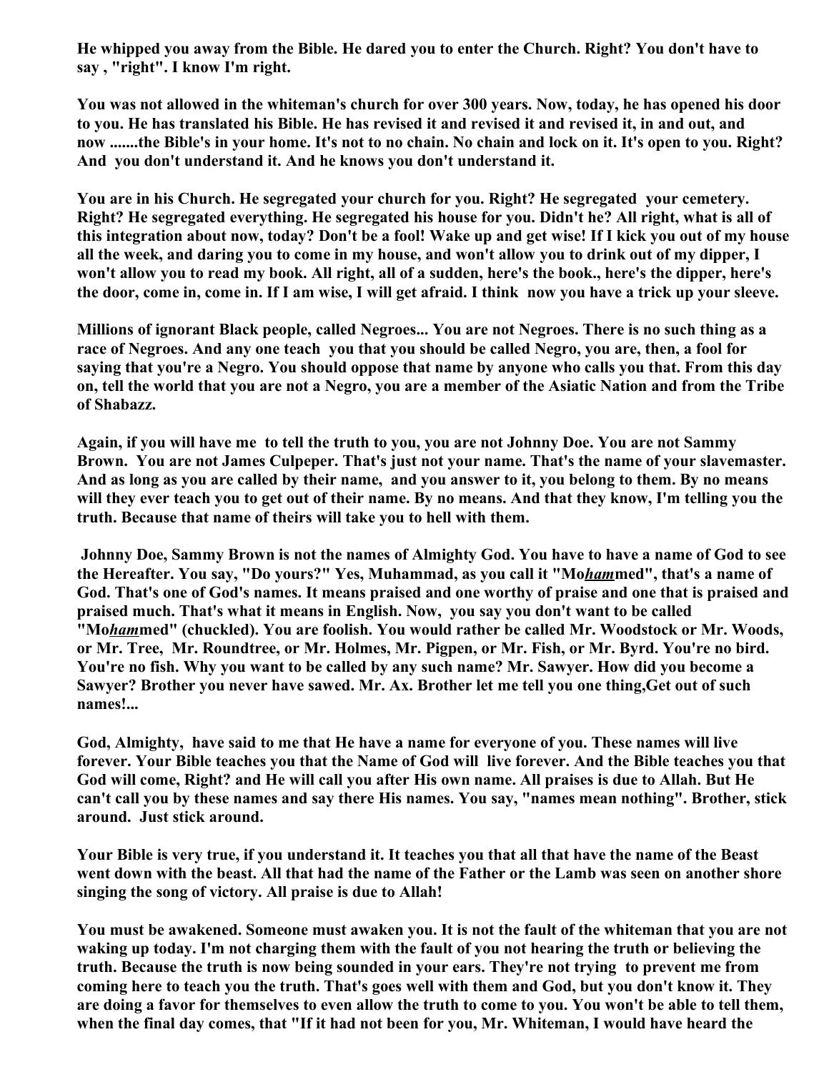**He whipped you away from the Bible. He dared you to enter the Church. Right? You don't have to say , "right". I know I'm right.**

**You was not allowed in the whiteman's church for over 300 years. Now, today, he has opened his door to you. He has translated his Bible. He has revised it and revised it and revised it, in and out, and now .......the Bible's in your home. It's not to no chain. No chain and lock on it. It's open to you. Right? And you don't understand it. And he knows you don't understand it.**

**You are in his Church. He segregated your church for you. Right? He segregated your cemetery. Right? He segregated everything. He segregated his house for you. Didn't he? All right, what is all of this integration about now, today? Don't be a fool! Wake up and get wise! If I kick you out of my house all the week, and daring you to come in my house, and won't allow you to drink out of my dipper, I won't allow you to read my book. All right, all of a sudden, here's the book., here's the dipper, here's the door, come in, come in. If I am wise, I will get afraid. I think now you have a trick up your sleeve.**

**Millions of ignorant Black people, called Negroes... You are not Negroes. There is no such thing as a race of Negroes. And any one teach you that you should be called Negro, you are, then, a fool for saying that you're a Negro. You should oppose that name by anyone who calls you that. From this day on, tell the world that you are not a Negro, you are a member of the Asiatic Nation and from the Tribe of Shabazz.**

**Again, if you will have me to tell the truth to you, you are not Johnny Doe. You are not Sammy Brown. You are not James Culpeper. That's just not your name. That's the name of your slavemaster. And as long as you are called by their name, and you answer to it, you belong to them. By no means will they ever teach you to get out of their name. By no means. And that they know, I'm telling you the truth. Because that name of theirs will take you to hell with them.**

**Johnny Doe, Sammy Brown is not the names of Almighty God. You have to have a name of God to see the Hereafter. You say, "Do yours?" Yes, Muhammad, as you call it "Mo*<u>ham</u>*med", that's a name of God. That's one of God's names. It means praised and one worthy of praise and one that is praised and praised much. That's what it means in English. Now, you say you don't want to be called "Mo*<u>ham</u>*med" (chuckled). You are foolish. You would rather be called Mr. Woodstock or Mr. Woods, or Mr. Tree, Mr. Roundtree, or Mr. Holmes, Mr. Pigpen, or Mr. Fish, or Mr. Byrd. You're no bird. You're no fish. Why you want to be called by any such name? Mr. Sawyer. How did you become a Sawyer? Brother you never have sawed. Mr. Ax. Brother let me tell you one thing,Get out of such names!...**

**God, Almighty, have said to me that He have a name for everyone of you. These names will live forever. Your Bible teaches you that the Name of God will live forever. And the Bible teaches you that God will come, Right? and He will call you after His own name. All praises is due to Allah. But He can't call you by these names and say there His names. You say, "names mean nothing". Brother, stick around. Just stick around.**

**Your Bible is very true, if you understand it. It teaches you that all that have the name of the Beast went down with the beast. All that had the name of the Father or the Lamb was seen on another shore singing the song of victory. All praise is due to Allah!**

**You must be awakened. Someone must awaken you. It is not the fault of the whiteman that you are not waking up today. I'm not charging them with the fault of you not hearing the truth or believing the truth. Because the truth is now being sounded in your ears. They're not trying to prevent me from coming here to teach you the truth. That's goes well with them and God, but you don't know it. They are doing a favor for themselves to even allow the truth to come to you. You won't be able to tell them, when the final day comes, that "If it had not been for you, Mr. Whiteman, I would have heard the**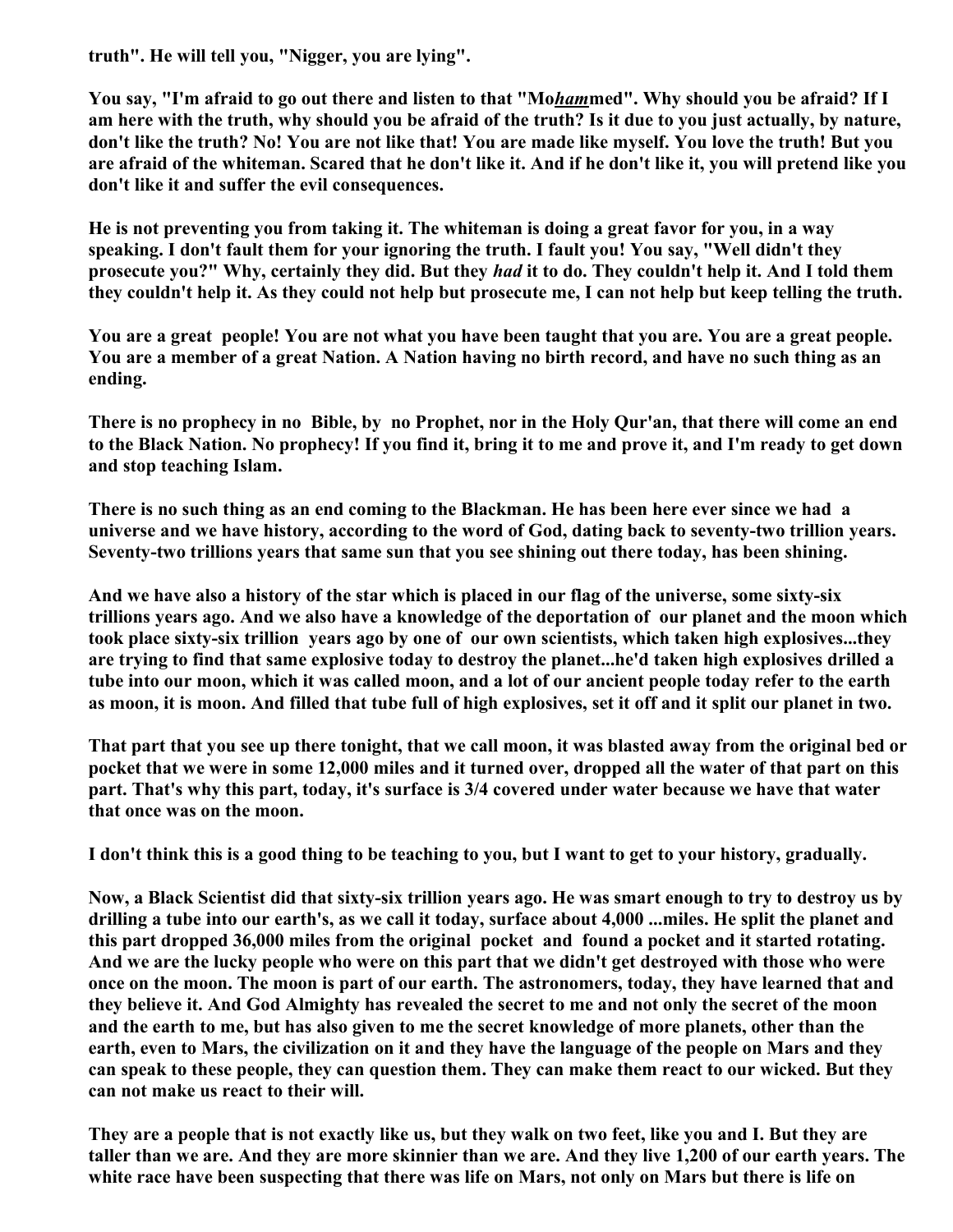**truth". He will tell you, "Nigger, you are lying".**

**You say, "I'm afraid to go out there and listen to that "Mo*ham*med". Why should you be afraid? If I am here with the truth, why should you be afraid of the truth? Is it due to you just actually, by nature, don't like the truth? No! You are not like that! You are made like myself. You love the truth! But you are afraid of the whiteman. Scared that he don't like it. And if he don't like it, you will pretend like you don't like it and suffer the evil consequences.**

**He is not preventing you from taking it. The whiteman is doing a great favor for you, in a way speaking. I don't fault them for your ignoring the truth. I fault you! You say, "Well didn't they prosecute you?" Why, certainly they did. But they *had* it to do. They couldn't help it. And I told them they couldn't help it. As they could not help but prosecute me, I can not help but keep telling the truth.**

**You are a great people! You are not what you have been taught that you are. You are a great people. You are a member of a great Nation. A Nation having no birth record, and have no such thing as an ending.**

**There is no prophecy in no Bible, by no Prophet, nor in the Holy Qur'an, that there will come an end to the Black Nation. No prophecy! If you find it, bring it to me and prove it, and I'm ready to get down and stop teaching Islam.**

**There is no such thing as an end coming to the Blackman. He has been here ever since we had a universe and we have history, according to the word of God, dating back to seventy-two trillion years. Seventy-two trillions years that same sun that you see shining out there today, has been shining.**

**And we have also a history of the star which is placed in our flag of the universe, some sixty-six trillions years ago. And we also have a knowledge of the deportation of our planet and the moon which took place sixty-six trillion years ago by one of our own scientists, which taken high explosives...they are trying to find that same explosive today to destroy the planet...he'd taken high explosives drilled a tube into our moon, which it was called moon, and a lot of our ancient people today refer to the earth as moon, it is moon. And filled that tube full of high explosives, set it off and it split our planet in two.**

**That part that you see up there tonight, that we call moon, it was blasted away from the original bed or pocket that we were in some 12,000 miles and it turned over, dropped all the water of that part on this part. That's why this part, today, it's surface is 3/4 covered under water because we have that water that once was on the moon.**

**I don't think this is a good thing to be teaching to you, but I want to get to your history, gradually.**

**Now, a Black Scientist did that sixty-six trillion years ago. He was smart enough to try to destroy us by drilling a tube into our earth's, as we call it today, surface about 4,000 ...miles. He split the planet and this part dropped 36,000 miles from the original pocket and found a pocket and it started rotating. And we are the lucky people who were on this part that we didn't get destroyed with those who were once on the moon. The moon is part of our earth. The astronomers, today, they have learned that and they believe it. And God Almighty has revealed the secret to me and not only the secret of the moon and the earth to me, but has also given to me the secret knowledge of more planets, other than the earth, even to Mars, the civilization on it and they have the language of the people on Mars and they can speak to these people, they can question them. They can make them react to our wicked. But they can not make us react to their will.**

**They are a people that is not exactly like us, but they walk on two feet, like you and I. But they are taller than we are. And they are more skinnier than we are. And they live 1,200 of our earth years. The white race have been suspecting that there was life on Mars, not only on Mars but there is life on**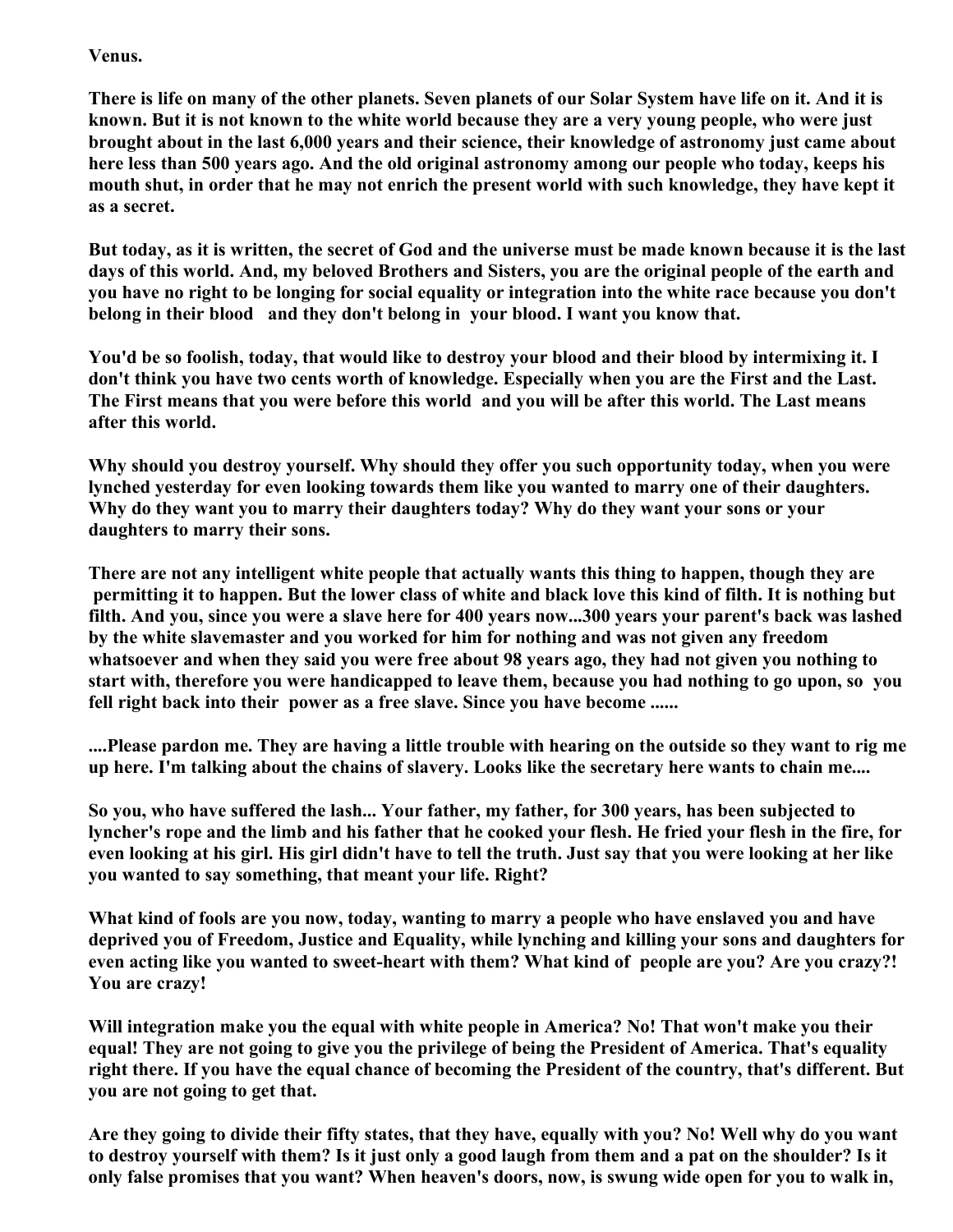**Venus.**

**There is life on many of the other planets. Seven planets of our Solar System have life on it. And it is known. But it is not known to the white world because they are a very young people, who were just brought about in the last 6,000 years and their science, their knowledge of astronomy just came about here less than 500 years ago. And the old original astronomy among our people who today, keeps his mouth shut, in order that he may not enrich the present world with such knowledge, they have kept it as a secret.**

**But today, as it is written, the secret of God and the universe must be made known because it is the last days of this world. And, my beloved Brothers and Sisters, you are the original people of the earth and you have no right to be longing for social equality or integration into the white race because you don't belong in their blood and they don't belong in your blood. I want you know that.**

**You'd be so foolish, today, that would like to destroy your blood and their blood by intermixing it. I don't think you have two cents worth of knowledge. Especially when you are the First and the Last. The First means that you were before this world and you will be after this world. The Last means after this world.**

**Why should you destroy yourself. Why should they offer you such opportunity today, when you were lynched yesterday for even looking towards them like you wanted to marry one of their daughters. Why do they want you to marry their daughters today? Why do they want your sons or your daughters to marry their sons.**

**There are not any intelligent white people that actually wants this thing to happen, though they are permitting it to happen. But the lower class of white and black love this kind of filth. It is nothing but filth. And you, since you were a slave here for 400 years now...300 years your parent's back was lashed by the white slavemaster and you worked for him for nothing and was not given any freedom whatsoever and when they said you were free about 98 years ago, they had not given you nothing to start with, therefore you were handicapped to leave them, because you had nothing to go upon, so you fell right back into their power as a free slave. Since you have become ......**

**....Please pardon me. They are having a little trouble with hearing on the outside so they want to rig me up here. I'm talking about the chains of slavery. Looks like the secretary here wants to chain me....**

**So you, who have suffered the lash... Your father, my father, for 300 years, has been subjected to lyncher's rope and the limb and his father that he cooked your flesh. He fried your flesh in the fire, for even looking at his girl. His girl didn't have to tell the truth. Just say that you were looking at her like you wanted to say something, that meant your life. Right?**

**What kind of fools are you now, today, wanting to marry a people who have enslaved you and have deprived you of Freedom, Justice and Equality, while lynching and killing your sons and daughters for even acting like you wanted to sweet-heart with them? What kind of people are you? Are you crazy?! You are crazy!**

**Will integration make you the equal with white people in America? No! That won't make you their equal! They are not going to give you the privilege of being the President of America. That's equality right there. If you have the equal chance of becoming the President of the country, that's different. But you are not going to get that.**

**Are they going to divide their fifty states, that they have, equally with you? No! Well why do you want to destroy yourself with them? Is it just only a good laugh from them and a pat on the shoulder? Is it only false promises that you want? When heaven's doors, now, is swung wide open for you to walk in,**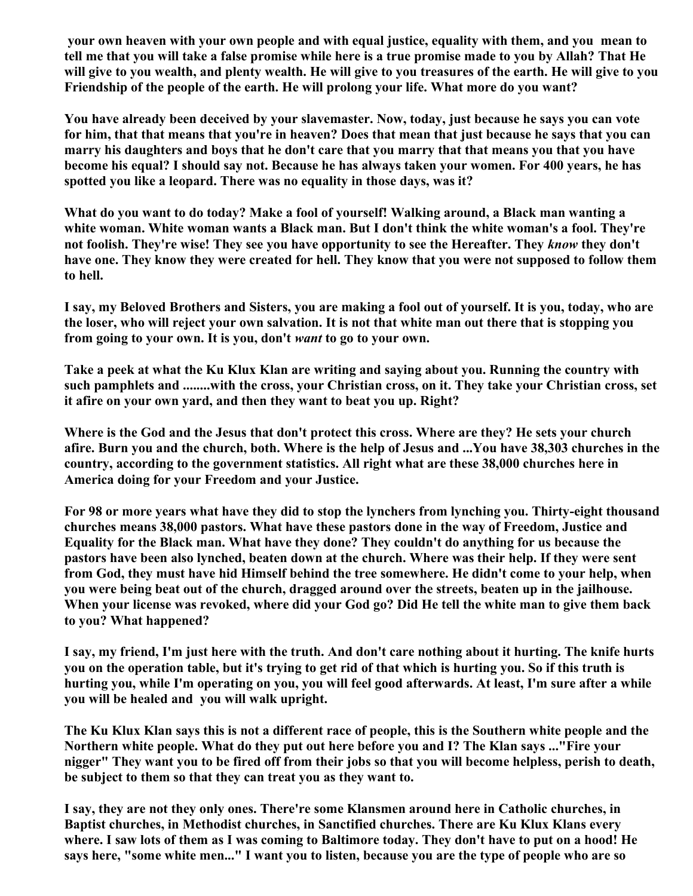**your own heaven with your own people and with equal justice, equality with them, and you mean to tell me that you will take a false promise while here is a true promise made to you by Allah? That He will give to you wealth, and plenty wealth. He will give to you treasures of the earth. He will give to you Friendship of the people of the earth. He will prolong your life. What more do you want?**

**You have already been deceived by your slavemaster. Now, today, just because he says you can vote for him, that that means that you're in heaven? Does that mean that just because he says that you can marry his daughters and boys that he don't care that you marry that that means you that you have become his equal? I should say not. Because he has always taken your women. For 400 years, he has spotted you like a leopard. There was no equality in those days, was it?**

**What do you want to do today? Make a fool of yourself! Walking around, a Black man wanting a white woman. White woman wants a Black man. But I don't think the white woman's a fool. They're not foolish. They're wise! They see you have opportunity to see the Hereafter. They *know* they don't have one. They know they were created for hell. They know that you were not supposed to follow them to hell.**

**I say, my Beloved Brothers and Sisters, you are making a fool out of yourself. It is you, today, who are the loser, who will reject your own salvation. It is not that white man out there that is stopping you from going to your own. It is you, don't *want* to go to your own.**

**Take a peek at what the Ku Klux Klan are writing and saying about you. Running the country with such pamphlets and ........with the cross, your Christian cross, on it. They take your Christian cross, set it afire on your own yard, and then they want to beat you up. Right?**

**Where is the God and the Jesus that don't protect this cross. Where are they? He sets your church afire. Burn you and the church, both. Where is the help of Jesus and ...You have 38,303 churches in the country, according to the government statistics. All right what are these 38,000 churches here in America doing for your Freedom and your Justice.**

**For 98 or more years what have they did to stop the lynchers from lynching you. Thirty-eight thousand churches means 38,000 pastors. What have these pastors done in the way of Freedom, Justice and Equality for the Black man. What have they done? They couldn't do anything for us because the pastors have been also lynched, beaten down at the church. Where was their help. If they were sent from God, they must have hid Himself behind the tree somewhere. He didn't come to your help, when you were being beat out of the church, dragged around over the streets, beaten up in the jailhouse. When your license was revoked, where did your God go? Did He tell the white man to give them back to you? What happened?**

**I say, my friend, I'm just here with the truth. And don't care nothing about it hurting. The knife hurts you on the operation table, but it's trying to get rid of that which is hurting you. So if this truth is hurting you, while I'm operating on you, you will feel good afterwards. At least, I'm sure after a while you will be healed and you will walk upright.**

**The Ku Klux Klan says this is not a different race of people, this is the Southern white people and the Northern white people. What do they put out here before you and I? The Klan says ..."Fire your nigger" They want you to be fired off from their jobs so that you will become helpless, perish to death, be subject to them so that they can treat you as they want to.**

**I say, they are not they only ones. There're some Klansmen around here in Catholic churches, in Baptist churches, in Methodist churches, in Sanctified churches. There are Ku Klux Klans every where. I saw lots of them as I was coming to Baltimore today. They don't have to put on a hood! He says here, "some white men..." I want you to listen, because you are the type of people who are so**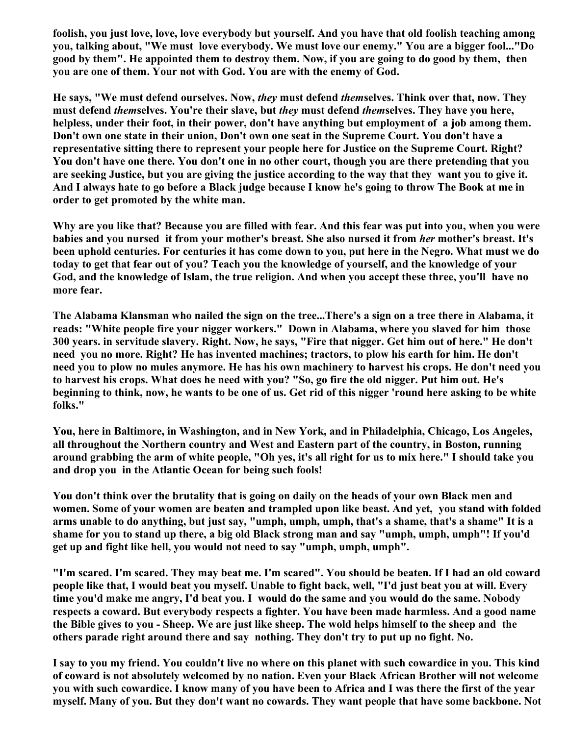**foolish, you just love, love, love everybody but yourself. And you have that old foolish teaching among you, talking about, "We must love everybody. We must love our enemy." You are a bigger fool..."Do good by them". He appointed them to destroy them. Now, if you are going to do good by them, then you are one of them. Your not with God. You are with the enemy of God.**

**He says, "We must defend ourselves. Now, *they* must defend *them*selves. Think over that, now. They must defend *them*selves. You're their slave, but *they* must defend *them*selves. They have you here, helpless, under their foot, in their power, don't have anything but employment of a job among them. Don't own one state in their union, Don't own one seat in the Supreme Court. You don't have a representative sitting there to represent your people here for Justice on the Supreme Court. Right? You don't have one there. You don't one in no other court, though you are there pretending that you are seeking Justice, but you are giving the justice according to the way that they want you to give it. And I always hate to go before a Black judge because I know he's going to throw The Book at me in order to get promoted by the white man.**

**Why are you like that? Because you are filled with fear. And this fear was put into you, when you were babies and you nursed it from your mother's breast. She also nursed it from *her* mother's breast. It's been uphold centuries. For centuries it has come down to you, put here in the Negro. What must we do today to get that fear out of you? Teach you the knowledge of yourself, and the knowledge of your God, and the knowledge of Islam, the true religion. And when you accept these three, you'll have no more fear.**

**The Alabama Klansman who nailed the sign on the tree...There's a sign on a tree there in Alabama, it reads: "White people fire your nigger workers." Down in Alabama, where you slaved for him those 300 years. in servitude slavery. Right. Now, he says, "Fire that nigger. Get him out of here." He don't need you no more. Right? He has invented machines; tractors, to plow his earth for him. He don't need you to plow no mules anymore. He has his own machinery to harvest his crops. He don't need you to harvest his crops. What does he need with you? "So, go fire the old nigger. Put him out. He's beginning to think, now, he wants to be one of us. Get rid of this nigger 'round here asking to be white folks."**

**You, here in Baltimore, in Washington, and in New York, and in Philadelphia, Chicago, Los Angeles, all throughout the Northern country and West and Eastern part of the country, in Boston, running around grabbing the arm of white people, "Oh yes, it's all right for us to mix here." I should take you and drop you in the Atlantic Ocean for being such fools!**

**You don't think over the brutality that is going on daily on the heads of your own Black men and women. Some of your women are beaten and trampled upon like beast. And yet, you stand with folded arms unable to do anything, but just say, "umph, umph, umph, that's a shame, that's a shame" It is a shame for you to stand up there, a big old Black strong man and say "umph, umph, umph"! If you'd get up and fight like hell, you would not need to say "umph, umph, umph".**

**"I'm scared. I'm scared. They may beat me. I'm scared". You should be beaten. If I had an old coward people like that, I would beat you myself. Unable to fight back, well, "I'd just beat you at will. Every time you'd make me angry, I'd beat you. I would do the same and you would do the same. Nobody respects a coward. But everybody respects a fighter. You have been made harmless. And a good name the Bible gives to you - Sheep. We are just like sheep. The wold helps himself to the sheep and the others parade right around there and say nothing. They don't try to put up no fight. No.**

**I say to you my friend. You couldn't live no where on this planet with such cowardice in you. This kind of coward is not absolutely welcomed by no nation. Even your Black African Brother will not welcome you with such cowardice. I know many of you have been to Africa and I was there the first of the year myself. Many of you. But they don't want no cowards. They want people that have some backbone. Not**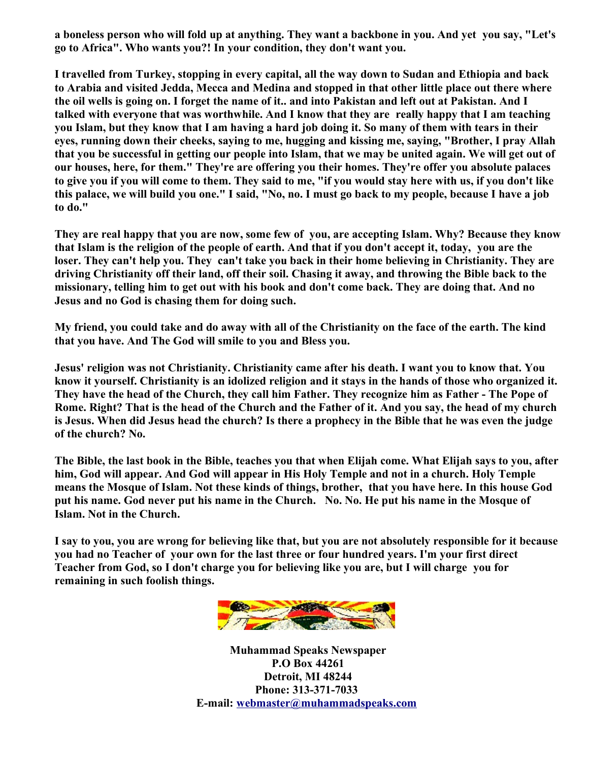**a boneless person who will fold up at anything. They want a backbone in you. And yet you say, "Let's go to Africa". Who wants you?! In your condition, they don't want you.**

**I travelled from Turkey, stopping in every capital, all the way down to Sudan and Ethiopia and back to Arabia and visited Jedda, Mecca and Medina and stopped in that other little place out there where the oil wells is going on. I forget the name of it.. and into Pakistan and left out at Pakistan. And I talked with everyone that was worthwhile. And I know that they are really happy that I am teaching you Islam, but they know that I am having a hard job doing it. So many of them with tears in their eyes, running down their cheeks, saying to me, hugging and kissing me, saying, "Brother, I pray Allah that you be successful in getting our people into Islam, that we may be united again. We will get out of our houses, here, for them." They're are offering you their homes. They're offer you absolute palaces to give you if you will come to them. They said to me, "if you would stay here with us, if you don't like this palace, we will build you one." I said, "No, no. I must go back to my people, because I have a job to do."**

**They are real happy that you are now, some few of you, are accepting Islam. Why? Because they know that Islam is the religion of the people of earth. And that if you don't accept it, today, you are the loser. They can't help you. They can't take you back in their home believing in Christianity. They are driving Christianity off their land, off their soil. Chasing it away, and throwing the Bible back to the missionary, telling him to get out with his book and don't come back. They are doing that. And no Jesus and no God is chasing them for doing such.**

**My friend, you could take and do away with all of the Christianity on the face of the earth. The kind that you have. And The God will smile to you and Bless you.**

**Jesus' religion was not Christianity. Christianity came after his death. I want you to know that. You know it yourself. Christianity is an idolized religion and it stays in the hands of those who organized it. They have the head of the Church, they call him Father. They recognize him as Father - The Pope of Rome. Right? That is the head of the Church and the Father of it. And you say, the head of my church is Jesus. When did Jesus head the church? Is there a prophecy in the Bible that he was even the judge of the church? No.**

**The Bible, the last book in the Bible, teaches you that when Elijah come. What Elijah says to you, after him, God will appear. And God will appear in His Holy Temple and not in a church. Holy Temple means the Mosque of Islam. Not these kinds of things, brother, that you have here. In this house God put his name. God never put his name in the Church. No. No. He put his name in the Mosque of Islam. Not in the Church.**

**I say to you, you are wrong for believing like that, but you are not absolutely responsible for it because you had no Teacher of your own for the last three or four hundred years. I'm your first direct Teacher from God, so I don't charge you for believing like you are, but I will charge you for remaining in such foolish things.**

**Muhammad Speaks Newspaper**
**P.O Box 44261**
**Detroit, MI 48244**
**Phone: 313-371-7033**
**E-mail: webmaster@muhammadspeaks.com**